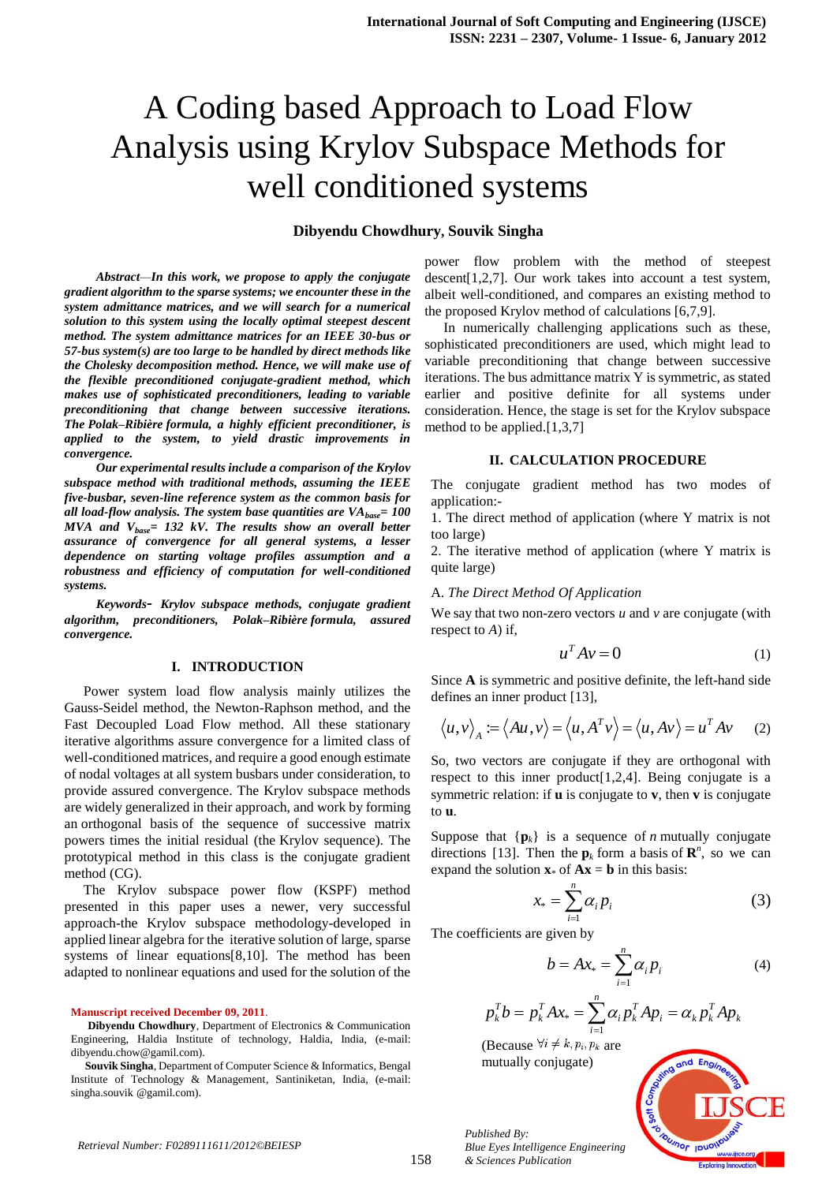# A Coding based Approach to Load Flow Analysis using Krylov Subspace Methods for well conditioned systems

**Dibyendu Chowdhury, Souvik Singha**

***Abstract*****—*In this work, we propose to apply the conjugate gradient algorithm to the sparse systems; we encounter these in the system admittance matrices, and we will search for a numerical solution to this system using the locally optimal steepest descent method. The system admittance matrices for an IEEE 30-bus or 57-bus system(s) are too large to be handled by direct methods like the Cholesky decomposition method. Hence, we will make use of the flexible preconditioned conjugate-gradient method, which makes use of sophisticated preconditioners, leading to variable preconditioning that change between successive iterations. The Polak–Ribière formula, a highly efficient preconditioner, is applied to the system, to yield drastic improvements in convergence.***

***Our experimental results include a comparison of the Krylov subspace method with traditional methods, assuming the IEEE five-busbar, seven-line reference system as the common basis for all load-flow analysis. The system base quantities are $VA_{base}$= 100 MVA and $V_{base}$= 132 kV. The results show an overall better assurance of convergence for all general systems, a lesser dependence on starting voltage profiles assumption and a robustness and efficiency of computation for well-conditioned systems.***

***Keywords-*** ***Krylov subspace methods, conjugate gradient algorithm, preconditioners, Polak–Ribière formula, assured convergence.***

## I. INTRODUCTION

Power system load flow analysis mainly utilizes the Gauss-Seidel method, the Newton-Raphson method, and the Fast Decoupled Load Flow method. All these stationary iterative algorithms assure convergence for a limited class of well-conditioned matrices, and require a good enough estimate of nodal voltages at all system busbars under consideration, to provide assured convergence. The Krylov subspace methods are widely generalized in their approach, and work by forming an orthogonal basis of the sequence of successive matrix powers times the initial residual (the Krylov sequence). The prototypical method in this class is the conjugate gradient method (CG).

The Krylov subspace power flow (KSPF) method presented in this paper uses a newer, very successful approach-the Krylov subspace methodology-developed in applied linear algebra for the iterative solution of large, sparse systems of linear equations[8,10]. The method has been adapted to nonlinear equations and used for the solution of the power flow problem with the method of steepest descent[1,2,7]. Our work takes into account a test system, albeit well-conditioned, and compares an existing method to the proposed Krylov method of calculations [6,7,9].

In numerically challenging applications such as these, sophisticated preconditioners are used, which might lead to variable preconditioning that change between successive iterations. The bus admittance matrix Y is symmetric, as stated earlier and positive definite for all systems under consideration. Hence, the stage is set for the Krylov subspace method to be applied.[1,3,7]

**Manuscript received December 09, 2011**.

**Dibyendu Chowdhury**, Department of Electronics & Communication Engineering, Haldia Institute of technology, Haldia, India, (e-mail: dibyendu.chow@gamil.com).

**Souvik Singha**, Department of Computer Science & Informatics, Bengal Institute of Technology & Management, Santiniketan, India, (e-mail: singha.souvik @gamil.com).

## II. CALCULATION PROCEDURE

The conjugate gradient method has two modes of application:-

1. The direct method of application (where Y matrix is not too large)
2. The iterative method of application (where Y matrix is quite large)

### A. *The Direct Method Of Application*

We say that two non-zero vectors *u* and *v* are conjugate (with respect to *A*) if,

$$u^T A v = 0 \tag{1}$$

Since **A** is symmetric and positive definite, the left-hand side defines an inner product [13],

$$\langle u,v\rangle_A := \langle Au,v\rangle = \langle u,A^T v\rangle = \langle u,Av\rangle = u^T A v \tag{2}$$

So, two vectors are conjugate if they are orthogonal with respect to this inner product[1,2,4]. Being conjugate is a symmetric relation: if **u** is conjugate to **v**, then **v** is conjugate to **u**.

Suppose that $\{\mathbf{p}_k\}$ is a sequence of *n* mutually conjugate directions [13]. Then the $\mathbf{p}_k$ form a basis of $\mathbf{R}^n$, so we can expand the solution $\mathbf{x}_*$ of $\mathbf{Ax} = \mathbf{b}$ in this basis:

$$x_* = \sum_{i=1}^{n} \alpha_i p_i \tag{3}$$

The coefficients are given by

$$b = Ax_* = \sum_{i=1}^{n} \alpha_i p_i \tag{4}$$

$$p_k^T b = p_k^T A x_* = \sum_{i=1}^{n} \alpha_i p_k^T A p_i = \alpha_k p_k^T A p_k$$

(Because $\forall i \neq k, p_i, p_k$ are mutually conjugate)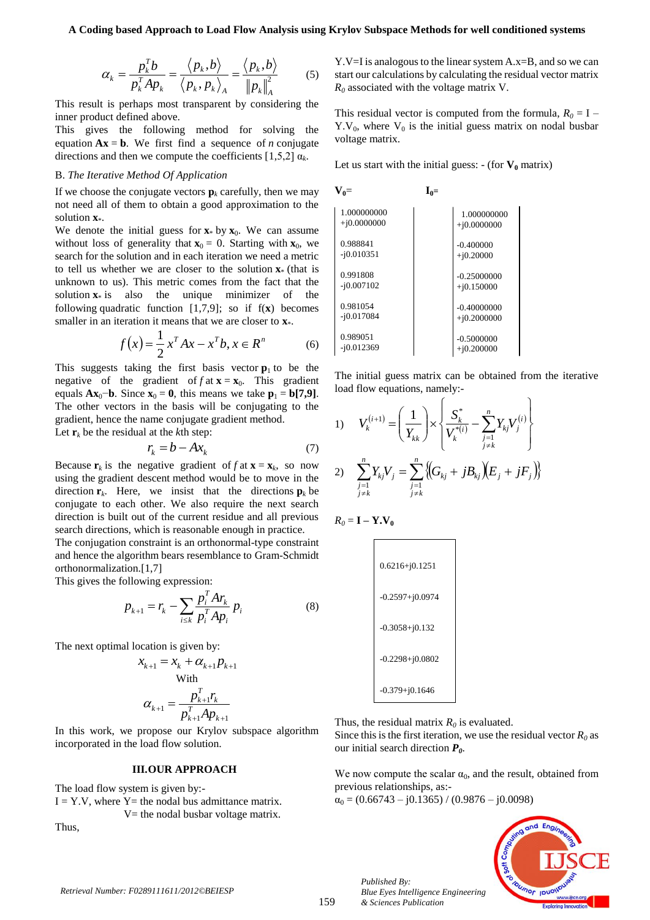$$\alpha_k = \frac{p_k^T b}{p_k^T A p_k} = \frac{\langle p_k, b \rangle}{\langle p_k, p_k \rangle_A} = \frac{\langle p_k, b \rangle}{\|p_k\|_A^2} \tag{5}$$

This result is perhaps most transparent by considering the inner product defined above.

This gives the following method for solving the equation $\mathbf{Ax} = \mathbf{b}$. We first find a sequence of $n$ conjugate directions and then we compute the coefficients [1,5,2] $\alpha_k$.

B. *The Iterative Method Of Application*

If we choose the conjugate vectors $\mathbf{p}_k$ carefully, then we may not need all of them to obtain a good approximation to the solution $\mathbf{x}_*$.

We denote the initial guess for $\mathbf{x}_*$ by $\mathbf{x}_0$. We can assume without loss of generality that $\mathbf{x}_0 = 0$. Starting with $\mathbf{x}_0$, we search for the solution and in each iteration we need a metric to tell us whether we are closer to the solution $\mathbf{x}_*$ (that is unknown to us). This metric comes from the fact that the solution $\mathbf{x}_*$ is also the unique minimizer of the following quadratic function [1,7,9]; so if f($\mathbf{x}$) becomes smaller in an iteration it means that we are closer to $\mathbf{x}_*$.

$$f(x) = \frac{1}{2} x^T A x - x^T b, x \in R^n \tag{6}$$

This suggests taking the first basis vector $\mathbf{p}_1$ to be the negative of the gradient of $f$ at $\mathbf{x} = \mathbf{x}_0$. This gradient equals $\mathbf{Ax}_0 - \mathbf{b}$. Since $\mathbf{x}_0 = \mathbf{0}$, this means we take $\mathbf{p}_1 = \mathbf{b}$**[7,9]**. The other vectors in the basis will be conjugating to the gradient, hence the name conjugate gradient method.

Let $\mathbf{r}_k$ be the residual at the $k$th step:

$$r_k = b - Ax_k \tag{7}$$

Because $\mathbf{r}_k$ is the negative gradient of $f$ at $\mathbf{x} = \mathbf{x}_k$, so now using the gradient descent method would be to move in the direction $\mathbf{r}_k$. Here, we insist that the directions $\mathbf{p}_k$ be conjugate to each other. We also require the next search direction is built out of the current residue and all previous search directions, which is reasonable enough in practice.

The conjugation constraint is an orthonormal-type constraint and hence the algorithm bears resemblance to Gram-Schmidt orthonormalization.[1,7]

This gives the following expression:

$$p_{k+1} = r_k - \sum_{i \le k} \frac{p_i^T A r_k}{p_i^T A p_i} p_i \tag{8}$$

The next optimal location is given by:

$$x_{k+1} = x_k + \alpha_{k+1} p_{k+1}$$

With

$$\alpha_{k+1} = \frac{p_{k+1}^T r_k}{p_{k+1}^T A p_{k+1}}$$

In this work, we propose our Krylov subspace algorithm incorporated in the load flow solution.

## III.OUR APPROACH

The load flow system is given by:-

I = Y.V, where Y= the nodal bus admittance matrix.
V= the nodal busbar voltage matrix.

Thus,

Y.V=I is analogous to the linear system A.x=B, and so we can start our calculations by calculating the residual vector matrix $R_0$ associated with the voltage matrix V.

This residual vector is computed from the formula, $R_0$ = I – Y.$V_0$, where $V_0$ is the initial guess matrix on nodal busbar voltage matrix.

Let us start with the initial guess: - (for $\mathbf{V_0}$ matrix)

| $\mathbf{V_0}$= | $\mathbf{I_0}$= |
|---|---|
| 1.000000000 +j0.0000000 | 1.000000000 +j0.0000000 |
| 0.988841 -j0.010351 | -0.400000 +j0.20000 |
| 0.991808 -j0.007102 | -0.25000000 +j0.150000 |
| 0.981054 -j0.017084 | -0.40000000 +j0.2000000 |
| 0.989051 -j0.012369 | -0.5000000 +j0.200000 |

The initial guess matrix can be obtained from the iterative load flow equations, namely:-

1) $$V_k^{(i+1)} = \left(\frac{1}{Y_{kk}}\right) \times \left\{ \frac{S_k^*}{V_k^{*(i)}} - \sum_{\substack{j=1 \\ j \ne k}}^{n} Y_{kj} V_j^{(i)} \right\}$$

2) $$\sum_{\substack{j=1 \\ j \ne k}}^{n} Y_{kj} V_j = \sum_{\substack{j=1 \\ j \ne k}}^{n} \{(G_{kj} + jB_{kj})(E_j + jF_j)\}$$

$R_0$ = **I – Y.V$_0$**

| |
|---|
| 0.6216+j0.1251 |
| -0.2597+j0.0974 |
| -0.3058+j0.132 |
| -0.2298+j0.0802 |
| -0.379+j0.1646 |

Thus, the residual matrix $R_0$ is evaluated.

Since this is the first iteration, we use the residual vector $R_0$ as our initial search direction $\boldsymbol{P_0}$.

We now compute the scalar $\alpha_0$, and the result, obtained from previous relationships, as:-

$\alpha_0$ = (0.66743 – j0.1365) / (0.9876 – j0.0098)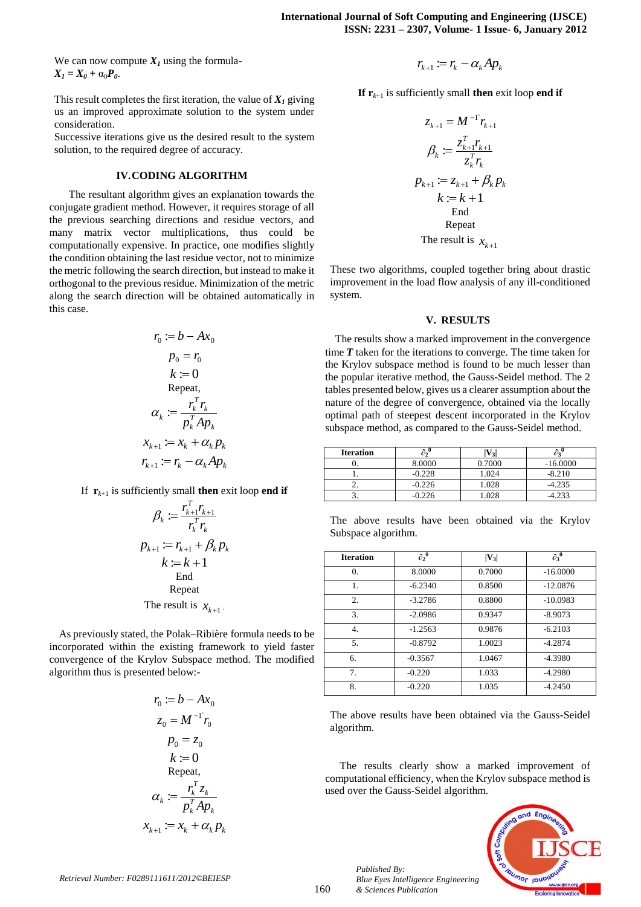We can now compute $X_1$ using the formula-
$X_1 = X_0 + \alpha_0 P_0$.

This result completes the first iteration, the value of $X_1$ giving us an improved approximate solution to the system under consideration.
Successive iterations give us the desired result to the system solution, to the required degree of accuracy.

## IV. CODING ALGORITHM

The resultant algorithm gives an explanation towards the conjugate gradient method. However, it requires storage of all the previous searching directions and residue vectors, and many matrix vector multiplications, thus could be computationally expensive. In practice, one modifies slightly the condition obtaining the last residue vector, not to minimize the metric following the search direction, but instead to make it orthogonal to the previous residue. Minimization of the metric along the search direction will be obtained automatically in this case.

$$r_0 := b - Ax_0$$

$$p_0 = r_0$$

$$k := 0$$

Repeat,

$$\alpha_k := \frac{r_k^T r_k}{p_k^T A p_k}$$

$$x_{k+1} := x_k + \alpha_k p_k$$

$$r_{k+1} := r_k - \alpha_k A p_k$$

If $\mathbf{r}_{k+1}$ is sufficiently small **then** exit loop **end if**

$$\beta_k := \frac{r_{k+1}^T r_{k+1}}{r_k^T r_k}$$

$$p_{k+1} := r_{k+1} + \beta_k p_k$$

$$k := k+1$$

End

Repeat

The result is $x_{k+1}$.

As previously stated, the Polak–Ribière formula needs to be incorporated within the existing framework to yield faster convergence of the Krylov Subspace method. The modified algorithm thus is presented below:-

$$r_0 := b - Ax_0$$

$$z_0 = M^{-1} r_0$$

$$p_0 = z_0$$

$$k := 0$$

Repeat,

$$\alpha_k := \frac{r_k^T z_k}{p_k^T A p_k}$$

$$x_{k+1} := x_k + \alpha_k p_k$$

$$r_{k+1} := r_k - \alpha_k A p_k$$

**If** $\mathbf{r}_{k+1}$ is sufficiently small **then** exit loop **end if**

$$z_{k+1} = M^{-1} r_{k+1}$$

$$\beta_k := \frac{z_{k+1}^T r_{k+1}}{z_k^T r_k}$$

$$p_{k+1} := z_{k+1} + \beta_k p_k$$

$$k := k+1$$

End

Repeat

The result is $x_{k+1}$

These two algorithms, coupled together bring about drastic improvement in the load flow analysis of any ill-conditioned system.

## V. RESULTS

The results show a marked improvement in the convergence time $T$ taken for the iterations to converge. The time taken for the Krylov subspace method is found to be much lesser than the popular iterative method, the Gauss-Seidel method. The 2 tables presented below, gives us a clearer assumption about the nature of the degree of convergence, obtained via the locally optimal path of steepest descent incorporated in the Krylov subspace method, as compared to the Gauss-Seidel method.

| Iteration | $\partial_2^0$ | $\lvert V_3 \rvert$ | $\partial_3^0$ |
|---|---|---|---|
| 0. | 8.0000 | 0.7000 | -16.0000 |
| 1. | -0.228 | 1.024 | -8.210 |
| 2. | -0.226 | 1.028 | -4.235 |
| 3. | -0.226 | 1.028 | -4.233 |

The above results have been obtained via the Krylov Subspace algorithm.

| Iteration | $\partial_2^0$ | $\lvert V_3 \rvert$ | $\partial_3^0$ |
|---|---|---|---|
| 0. | 8.0000 | 0.7000 | -16.0000 |
| 1. | -6.2340 | 0.8500 | -12.0876 |
| 2. | -3.2786 | 0.8800 | -10.0983 |
| 3. | -2.0986 | 0.9347 | -8.9073 |
| 4. | -1.2563 | 0.9876 | -6.2103 |
| 5. | -0.8792 | 1.0023 | -4.2874 |
| 6. | -0.3567 | 1.0467 | -4.3980 |
| 7. | -0.220 | 1.033 | -4.2980 |
| 8. | -0.220 | 1.035 | -4.2450 |

The above results have been obtained via the Gauss-Seidel algorithm.

The results clearly show a marked improvement of computational efficiency, when the Krylov subspace method is used over the Gauss-Seidel algorithm.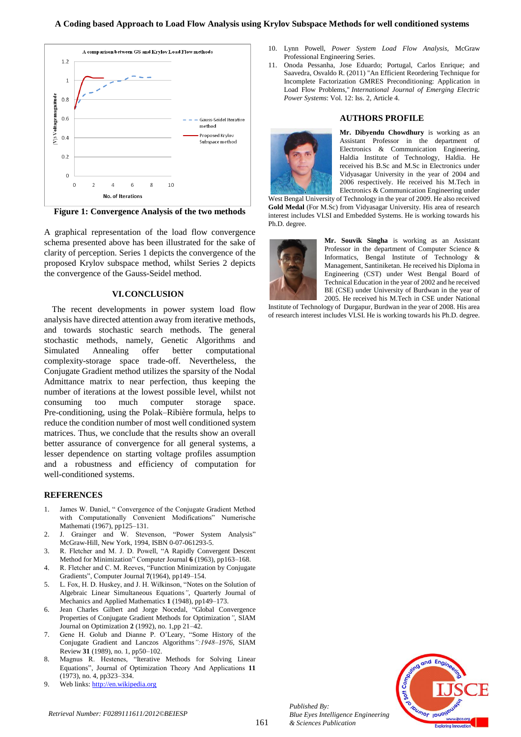A comparison between GS and Krylov Load Flow methods

|V| Voltage magnitude

1.2
1
0.8
0.6
0.4
0.2
0

0 2 4 6 8 10

No. of Iterations

Gauss-Seidel Iterative method

Proposed Krylov Subspace method

**Figure 1: Convergence Analysis of the two methods**

A graphical representation of the load flow convergence schema presented above has been illustrated for the sake of clarity of perception. Series 1 depicts the convergence of the proposed Krylov subspace method, whilst Series 2 depicts the convergence of the Gauss-Seidel method.

## VI. CONCLUSION

The recent developments in power system load flow analysis have directed attention away from iterative methods, and towards stochastic search methods. The general stochastic methods, namely, Genetic Algorithms and Simulated Annealing offer better computational complexity-storage space trade-off. Nevertheless, the Conjugate Gradient method utilizes the sparsity of the Nodal Admittance matrix to near perfection, thus keeping the number of iterations at the lowest possible level, whilst not consuming too much computer storage space. Pre-conditioning, using the Polak–Ribière formula, helps to reduce the condition number of most well conditioned system matrices. Thus, we conclude that the results show an overall better assurance of convergence for all general systems, a lesser dependence on starting voltage profiles assumption and a robustness and efficiency of computation for well-conditioned systems.

## REFERENCES

1. James W. Daniel, " Convergence of the Conjugate Gradient Method with Computationally Convenient Modifications" Numerische Mathemati (1967), pp125–131.
2. J. Grainger and W. Stevenson, "Power System Analysis" McGraw-Hill, New York, 1994, ISBN 0-07-061293-5.
3. R. Fletcher and M. J. D. Powell, "A Rapidly Convergent Descent Method for Minimization" Computer Journal **6** (1963), pp163–168.
4. R. Fletcher and C. M. Reeves, "Function Minimization by Conjugate Gradients", Computer Journal **7**(1964), pp149–154.
5. L. Fox, H. D. Huskey, and J. H. Wilkinson, "Notes on the Solution of Algebraic Linear Simultaneous Equations*",* Quarterly Journal of Mechanics and Applied Mathematics **1** (1948), pp149–173.
6. Jean Charles Gilbert and Jorge Nocedal, "Global Convergence Properties of Conjugate Gradient Methods for Optimization*"*, SIAM Journal on Optimization **2** (1992), no. 1,pp 21–42.
7. Gene H. Golub and Dianne P. O'Leary, "Some History of the Conjugate Gradient and Lanczos Algorithms*":1948–1976*, SIAM Review **31** (1989), no. 1, pp50–102.
8. Magnus R. Hestenes, "Iterative Methods for Solving Linear Equations", Journal of Optimization Theory And Applications **11** (1973), no. 4, pp323–334.
9. Web links: http://en.wikipedia.org
10. Lynn Powell, *Power System Load Flow Analysis*, McGraw Professional Engineering Series.
11. Onoda Pessanha, Jose Eduardo; Portugal, Carlos Enrique; and Saavedra, Osvaldo R. (2011) "An Efficient Reordering Technique for Incomplete Factorization GMRES Preconditioning: Application in Load Flow Problems," *International Journal of Emerging Electric Power Systems*: Vol. 12: Iss. 2, Article 4.

## AUTHORS PROFILE

**Mr. Dibyendu Chowdhury** is working as an Assistant Professor in the department of Electronics & Communication Engineering, Haldia Institute of Technology, Haldia. He received his B.Sc and M.Sc in Electronics under Vidyasagar University in the year of 2004 and 2006 respectively. He received his M.Tech in Electronics & Communication Engineering under West Bengal University of Technology in the year of 2009. He also received **Gold Medal** (For M.Sc) from Vidyasagar University. His area of research interest includes VLSI and Embedded Systems. He is working towards his Ph.D. degree.

**Mr. Souvik Singha** is working as an Assistant Professor in the department of Computer Science & Informatics, Bengal Institute of Technology & Management, Santiniketan. He received his Diploma in Engineering (CST) under West Bengal Board of Technical Education in the year of 2002 and he received BE (CSE) under University of Burdwan in the year of 2005. He received his M.Tech in CSE under National Institute of Technology of Durgapur, Burdwan in the year of 2008. His area of research interest includes VLSI. He is working towards his Ph.D. degree.